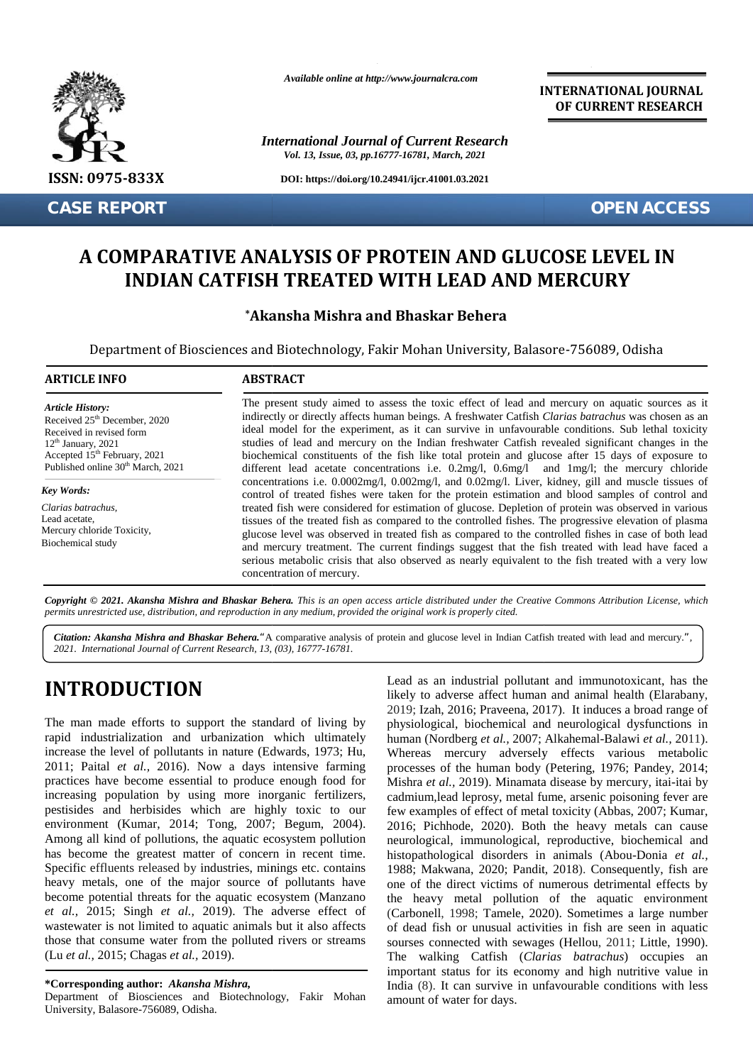*Available online at http://www.journalcra.com*

**INTERNATIONAL JOURNAL OF CURRENT RESEARCH**

*International Journal of Current Research*
*Vol. 13, Issue, 03, pp.16777-16781, March, 2021*

**DOI: https://doi.org/10.24941/ijcr.41001.03.2021**

**ISSN: 0975-833X**

**CASE REPORT** **OPEN ACCESS**

# A COMPARATIVE ANALYSIS OF PROTEIN AND GLUCOSE LEVEL IN INDIAN CATFISH TREATED WITH LEAD AND MERCURY

**\*Akansha Mishra and Bhaskar Behera**

Department of Biosciences and Biotechnology, Fakir Mohan University, Balasore-756089, Odisha

## ARTICLE INFO

*Article History:*
Received 25th December, 2020
Received in revised form 12th January, 2021
Accepted 15th February, 2021
Published online 30th March, 2021

*Key Words:*
*Clarias batrachus,*
Lead acetate,
Mercury chloride Toxicity,
Biochemical study

## ABSTRACT

The present study aimed to assess the toxic effect of lead and mercury on aquatic sources as it indirectly or directly affects human beings. A freshwater Catfish *Clarias batrachus* was chosen as an ideal model for the experiment, as it can survive in unfavourable conditions. Sub lethal toxicity studies of lead and mercury on the Indian freshwater Catfish revealed significant changes in the biochemical constituents of the fish like total protein and glucose after 15 days of exposure to different lead acetate concentrations i.e. 0.2mg/l, 0.6mg/l and 1mg/l; the mercury chloride concentrations i.e. 0.0002mg/l, 0.002mg/l, and 0.02mg/l. Liver, kidney, gill and muscle tissues of control of treated fishes were taken for the protein estimation and blood samples of control and treated fish were considered for estimation of glucose. Depletion of protein was observed in various tissues of the treated fish as compared to the controlled fishes. The progressive elevation of plasma glucose level was observed in treated fish as compared to the controlled fishes in case of both lead and mercury treatment. The current findings suggest that the fish treated with lead have faced a serious metabolic crisis that also observed as nearly equivalent to the fish treated with a very low concentration of mercury.

*Copyright © 2021. Akansha Mishra and Bhaskar Behera. This is an open access article distributed under the Creative Commons Attribution License, which permits unrestricted use, distribution, and reproduction in any medium, provided the original work is properly cited.*

***Citation: Akansha Mishra and Bhaskar Behera.*** "A comparative analysis of protein and glucose level in Indian Catfish treated with lead and mercury.", *2021. International Journal of Current Research, 13, (03), 16777-16781.*

# INTRODUCTION

The man made efforts to support the standard of living by rapid industrialization and urbanization which ultimately increase the level of pollutants in nature (Edwards, 1973; Hu, 2011; Paital *et al.,* 2016). Now a days intensive farming practices have become essential to produce enough food for increasing population by using more inorganic fertilizers, pestisides and herbisides which are highly toxic to our environment (Kumar, 2014; Tong, 2007; Begum, 2004). Among all kind of pollutions, the aquatic ecosystem pollution has become the greatest matter of concern in recent time. Specific effluents released by industries, minings etc. contains heavy metals, one of the major source of pollutants have become potential threats for the aquatic ecosystem (Manzano *et al.,* 2015; Singh *et al.,* 2019). The adverse effect of wastewater is not limited to aquatic animals but it also affects those that consume water from the polluted rivers or streams (Lu *et al.,* 2015; Chagas *et al.,* 2019).

Lead as an industrial pollutant and immunotoxicant, has the likely to adverse affect human and animal health (Elarabany, 2019; Izah, 2016; Praveena, 2017). It induces a broad range of physiological, biochemical and neurological dysfunctions in human (Nordberg *et al.,* 2007; Alkahemal-Balawi *et al.,* 2011). Whereas mercury adversely effects various metabolic processes of the human body (Petering, 1976; Pandey, 2014; Mishra *et al.,* 2019). Minamata disease by mercury, itai-itai by cadmium,lead leprosy, metal fume, arsenic poisoning fever are few examples of effect of metal toxicity (Abbas, 2007; Kumar, 2016; Pichhode, 2020). Both the heavy metals can cause neurological, immunological, reproductive, biochemical and histopathological disorders in animals (Abou-Donia *et al.,* 1988; Makwana, 2020; Pandit, 2018). Consequently, fish are one of the direct victims of numerous detrimental effects by the heavy metal pollution of the aquatic environment (Carbonell, 1998; Tamele, 2020). Sometimes a large number of dead fish or unusual activities in fish are seen in aquatic sourses connected with sewages (Hellou, 2011; Little, 1990). The walking Catfish (*Clarias batrachus*) occupies an important status for its economy and high nutritive value in India (8). It can survive in unfavourable conditions with less amount of water for days.

**\*Corresponding author:** ***Akansha Mishra,***
Department of Biosciences and Biotechnology, Fakir Mohan University, Balasore-756089, Odisha.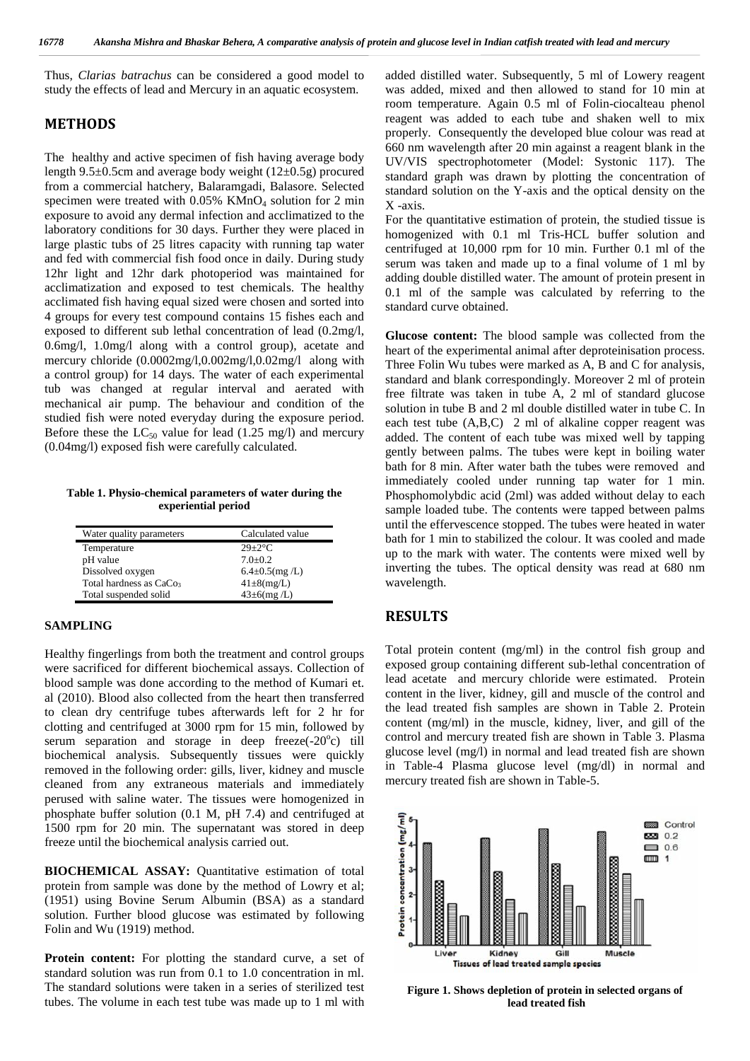Thus, *Clarias batrachus* can be considered a good model to study the effects of lead and Mercury in an aquatic ecosystem.

## METHODS

The healthy and active specimen of fish having average body length 9.5±0.5cm and average body weight (12±0.5g) procured from a commercial hatchery, Balaramgadi, Balasore. Selected specimen were treated with 0.05% $KMnO_4$ solution for 2 min exposure to avoid any dermal infection and acclimatized to the laboratory conditions for 30 days. Further they were placed in large plastic tubs of 25 litres capacity with running tap water and fed with commercial fish food once in daily. During study 12hr light and 12hr dark photoperiod was maintained for acclimatization and exposed to test chemicals. The healthy acclimated fish having equal sized were chosen and sorted into 4 groups for every test compound contains 15 fishes each and exposed to different sub lethal concentration of lead (0.2mg/l, 0.6mg/l, 1.0mg/l along with a control group), acetate and mercury chloride (0.0002mg/l,0.002mg/l,0.02mg/l along with a control group) for 14 days. The water of each experimental tub was changed at regular interval and aerated with mechanical air pump. The behaviour and condition of the studied fish were noted everyday during the exposure period. Before these the $LC_{50}$ value for lead (1.25 mg/l) and mercury (0.04mg/l) exposed fish were carefully calculated.

**Table 1. Physio-chemical parameters of water during the experiential period**

| Water quality parameters | Calculated value |
|---|---|
| Temperature | 29±2°C |
| pH value | 7.0±0.2 |
| Dissolved oxygen | 6.4±0.5(mg /L) |
| Total hardness as $CaCo_3$ | 41±8(mg/L) |
| Total suspended solid | 43±6(mg /L) |

### SAMPLING

Healthy fingerlings from both the treatment and control groups were sacrificed for different biochemical assays. Collection of blood sample was done according to the method of Kumari et. al (2010). Blood also collected from the heart then transferred to clean dry centrifuge tubes afterwards left for 2 hr for clotting and centrifuged at 3000 rpm for 15 min, followed by serum separation and storage in deep freeze(-20°c) till biochemical analysis. Subsequently tissues were quickly removed in the following order: gills, liver, kidney and muscle cleaned from any extraneous materials and immediately perused with saline water. The tissues were homogenized in phosphate buffer solution (0.1 M, pH 7.4) and centrifuged at 1500 rpm for 20 min. The supernatant was stored in deep freeze until the biochemical analysis carried out.

**BIOCHEMICAL ASSAY:** Quantitative estimation of total protein from sample was done by the method of Lowry et al; (1951) using Bovine Serum Albumin (BSA) as a standard solution. Further blood glucose was estimated by following Folin and Wu (1919) method.

**Protein content:** For plotting the standard curve, a set of standard solution was run from 0.1 to 1.0 concentration in ml. The standard solutions were taken in a series of sterilized test tubes. The volume in each test tube was made up to 1 ml with added distilled water. Subsequently, 5 ml of Lowery reagent was added, mixed and then allowed to stand for 10 min at room temperature. Again 0.5 ml of Folin-ciocalteau phenol reagent was added to each tube and shaken well to mix properly. Consequently the developed blue colour was read at 660 nm wavelength after 20 min against a reagent blank in the UV/VIS spectrophotometer (Model: Systonic 117). The standard graph was drawn by plotting the concentration of standard solution on the Y-axis and the optical density on the X -axis.

For the quantitative estimation of protein, the studied tissue is homogenized with 0.1 ml Tris-HCL buffer solution and centrifuged at 10,000 rpm for 10 min. Further 0.1 ml of the serum was taken and made up to a final volume of 1 ml by adding double distilled water. The amount of protein present in 0.1 ml of the sample was calculated by referring to the standard curve obtained.

**Glucose content:** The blood sample was collected from the heart of the experimental animal after deproteinisation process. Three Folin Wu tubes were marked as A, B and C for analysis, standard and blank correspondingly. Moreover 2 ml of protein free filtrate was taken in tube A, 2 ml of standard glucose solution in tube B and 2 ml double distilled water in tube C. In each test tube (A,B,C) 2 ml of alkaline copper reagent was added. The content of each tube was mixed well by tapping gently between palms. The tubes were kept in boiling water bath for 8 min. After water bath the tubes were removed and immediately cooled under running tap water for 1 min. Phosphomolybdic acid (2ml) was added without delay to each sample loaded tube. The contents were tapped between palms until the effervescence stopped. The tubes were heated in water bath for 1 min to stabilized the colour. It was cooled and made up to the mark with water. The contents were mixed well by inverting the tubes. The optical density was read at 680 nm wavelength.

## RESULTS

Total protein content (mg/ml) in the control fish group and exposed group containing different sub-lethal concentration of lead acetate and mercury chloride were estimated. Protein content in the liver, kidney, gill and muscle of the control and the lead treated fish samples are shown in Table 2. Protein content (mg/ml) in the muscle, kidney, liver, and gill of the control and mercury treated fish are shown in Table 3. Plasma glucose level (mg/l) in normal and lead treated fish are shown in Table-4 Plasma glucose level (mg/dl) in normal and mercury treated fish are shown in Table-5.

Protein concentration (mg/ml)
0
1
2
3
4
5
6
Control
0.2
0.6
1
Liver
Kidney
Gill
Muscle
Tissues of lead treated sample species

**Figure 1. Shows depletion of protein in selected organs of lead treated fish**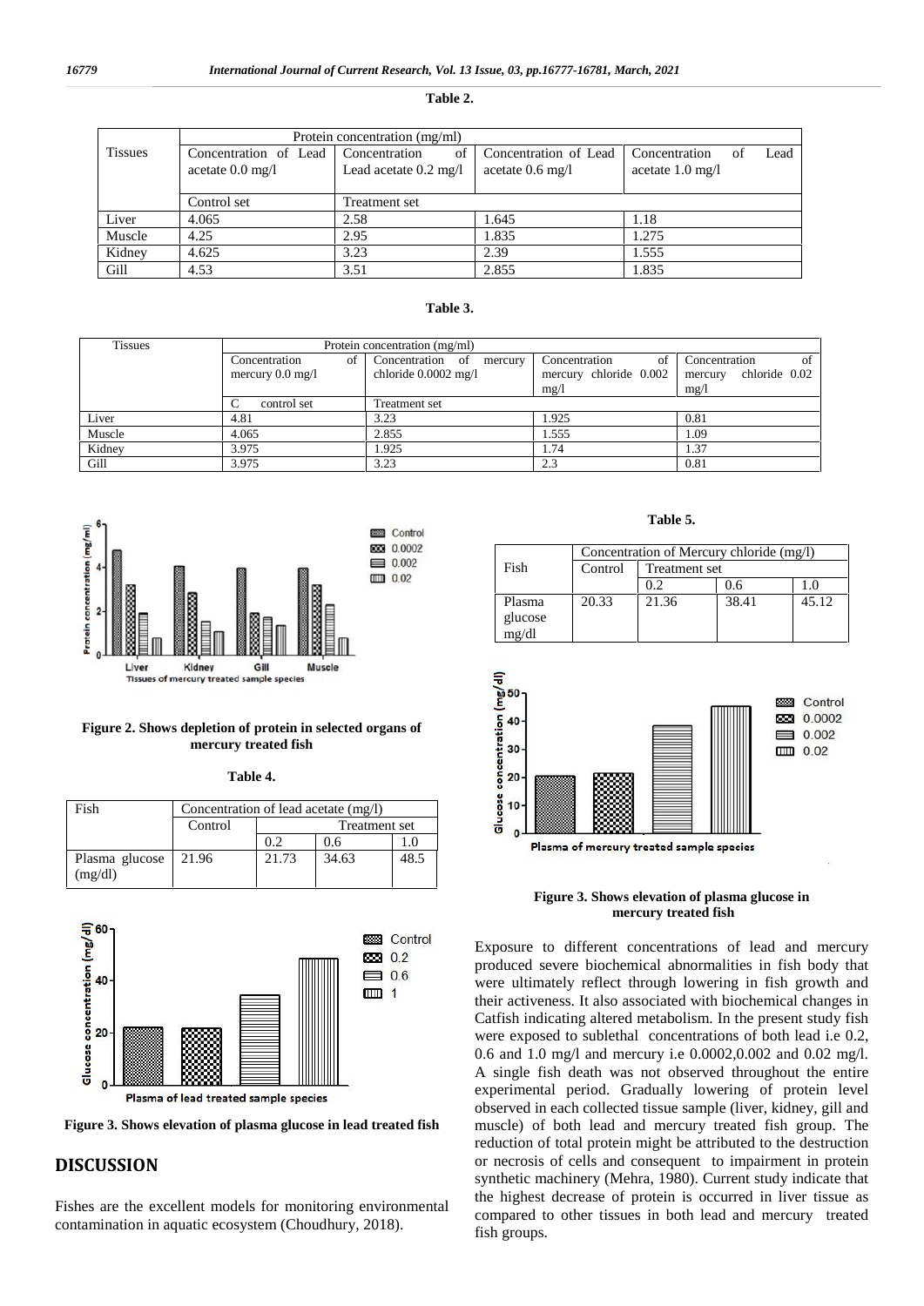**Table 2.**

| Tissues | Protein concentration (mg/ml) | | | |
|---|---|---|---|---|
| | Concentration of Lead acetate 0.0 mg/l | Concentration of Lead acetate 0.2 mg/l | Concentration of Lead acetate 0.6 mg/l | Concentration of Lead acetate 1.0 mg/l |
| | Control set | Treatment set | | |
| Liver | 4.065 | 2.58 | 1.645 | 1.18 |
| Muscle | 4.25 | 2.95 | 1.835 | 1.275 |
| Kidney | 4.625 | 3.23 | 2.39 | 1.555 |
| Gill | 4.53 | 3.51 | 2.855 | 1.835 |

**Table 3.**

| Tissues | Protein concentration (mg/ml) | | | |
|---|---|---|---|---|
| | Concentration of mercury 0.0 mg/l | Concentration of mercury chloride 0.0002 mg/l | Concentration of mercury chloride 0.002 mg/l | Concentration of mercury chloride 0.02 mg/l |
| | C control set | Treatment set | | |
| Liver | 4.81 | 3.23 | 1.925 | 0.81 |
| Muscle | 4.065 | 2.855 | 1.555 | 1.09 |
| Kidney | 3.975 | 1.925 | 1.74 | 1.37 |
| Gill | 3.975 | 3.23 | 2.3 | 0.81 |

Protein concentration (mg/ml)
Control
0.0002
0.002
0.02
Liver Kidney Gill Muscle
Tissues of mercury treated sample species

**Figure 2. Shows depletion of protein in selected organs of mercury treated fish**

**Table 4.**

| Fish | Concentration of lead acetate (mg/l) | | | |
|---|---|---|---|---|
| | Control | Treatment set | | |
| | | 0.2 | 0.6 | 1.0 |
| Plasma glucose (mg/dl) | 21.96 | 21.73 | 34.63 | 48.5 |

Glucose concentration (mg/dl)
Control
0.2
0.6
1
Plasma of lead treated sample species

**Figure 3. Shows elevation of plasma glucose in lead treated fish**

**Table 5.**

| Fish | Concentration of Mercury chloride (mg/l) | | | |
|---|---|---|---|---|
| | Control | Treatment set | | |
| | | 0.2 | 0.6 | 1.0 |
| Plasma glucose mg/dl | 20.33 | 21.36 | 38.41 | 45.12 |

Glucose concentration (mg/dl)
Control
0.0002
0.002
0.02
Plasma of mercury treated sample species

**Figure 3. Shows elevation of plasma glucose in mercury treated fish**

## DISCUSSION

Fishes are the excellent models for monitoring environmental contamination in aquatic ecosystem (Choudhury, 2018).

Exposure to different concentrations of lead and mercury produced severe biochemical abnormalities in fish body that were ultimately reflect through lowering in fish growth and their activeness. It also associated with biochemical changes in Catfish indicating altered metabolism. In the present study fish were exposed to sublethal concentrations of both lead i.e 0.2, 0.6 and 1.0 mg/l and mercury i.e 0.0002,0.002 and 0.02 mg/l. A single fish death was not observed throughout the entire experimental period. Gradually lowering of protein level observed in each collected tissue sample (liver, kidney, gill and muscle) of both lead and mercury treated fish group. The reduction of total protein might be attributed to the destruction or necrosis of cells and consequent to impairment in protein synthetic machinery (Mehra, 1980). Current study indicate that the highest decrease of protein is occurred in liver tissue as compared to other tissues in both lead and mercury treated fish groups.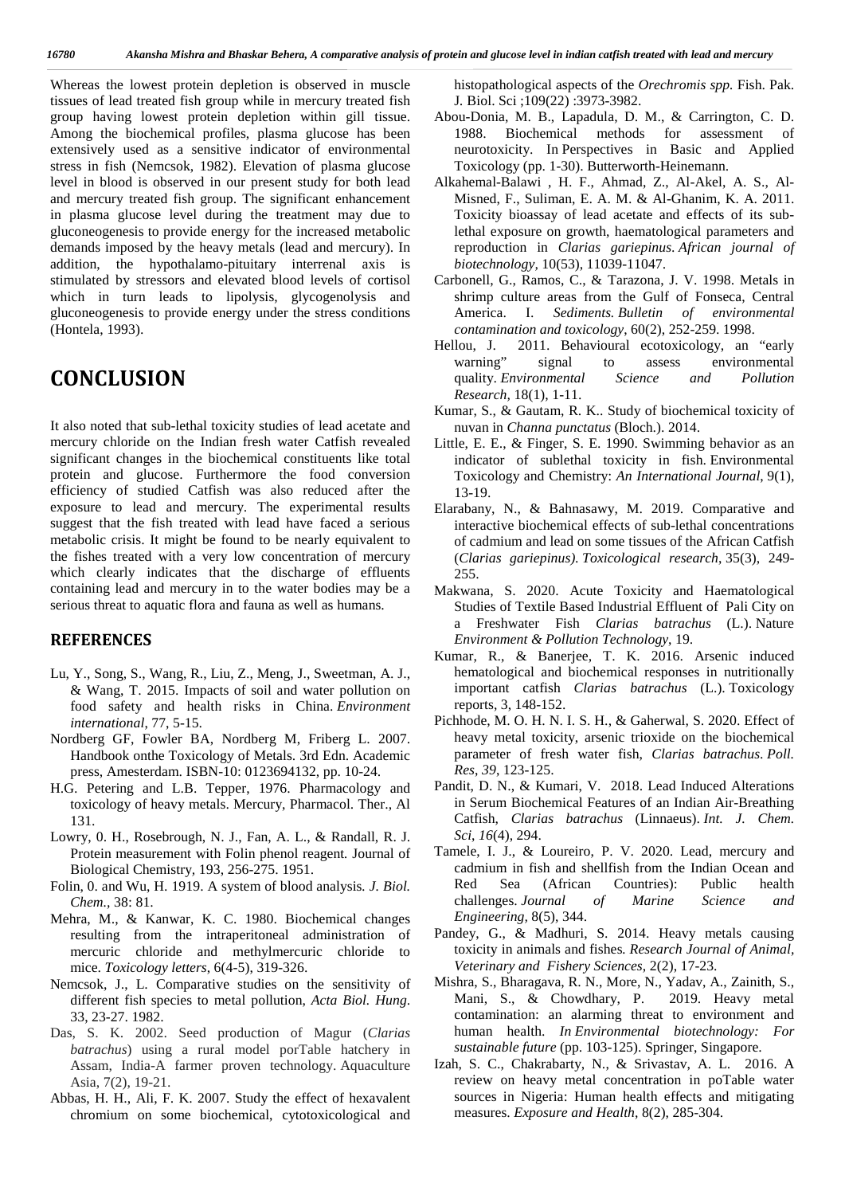Whereas the lowest protein depletion is observed in muscle tissues of lead treated fish group while in mercury treated fish group having lowest protein depletion within gill tissue. Among the biochemical profiles, plasma glucose has been extensively used as a sensitive indicator of environmental stress in fish (Nemcsok, 1982). Elevation of plasma glucose level in blood is observed in our present study for both lead and mercury treated fish group. The significant enhancement in plasma glucose level during the treatment may due to gluconeogenesis to provide energy for the increased metabolic demands imposed by the heavy metals (lead and mercury). In addition, the hypothalamo-pituitary interrenal axis is stimulated by stressors and elevated blood levels of cortisol which in turn leads to lipolysis, glycogenolysis and gluconeogenesis to provide energy under the stress conditions (Hontela, 1993).

# CONCLUSION

It also noted that sub-lethal toxicity studies of lead acetate and mercury chloride on the Indian fresh water Catfish revealed significant changes in the biochemical constituents like total protein and glucose. Furthermore the food conversion efficiency of studied Catfish was also reduced after the exposure to lead and mercury. The experimental results suggest that the fish treated with lead have faced a serious metabolic crisis. It might be found to be nearly equivalent to the fishes treated with a very low concentration of mercury which clearly indicates that the discharge of effluents containing lead and mercury in to the water bodies may be a serious threat to aquatic flora and fauna as well as humans.

## REFERENCES

- Lu, Y., Song, S., Wang, R., Liu, Z., Meng, J., Sweetman, A. J., & Wang, T. 2015. Impacts of soil and water pollution on food safety and health risks in China. *Environment international*, 77, 5-15.
- Nordberg GF, Fowler BA, Nordberg M, Friberg L. 2007. Handbook onthe Toxicology of Metals. 3rd Edn. Academic press, Amesterdam. ISBN-10: 0123694132, pp. 10-24.
- H.G. Petering and L.B. Tepper, 1976. Pharmacology and toxicology of heavy metals. Mercury, Pharmacol. Ther., Al 131.
- Lowry, 0. H., Rosebrough, N. J., Fan, A. L., & Randall, R. J. Protein measurement with Folin phenol reagent. Journal of Biological Chemistry, 193, 256-275. 1951.
- Folin, 0. and Wu, H. 1919. A system of blood analysis. *J. Biol. Chem.*, 38: 81.
- Mehra, M., & Kanwar, K. C. 1980. Biochemical changes resulting from the intraperitoneal administration of mercuric chloride and methylmercuric chloride to mice. *Toxicology letters*, 6(4-5), 319-326.
- Nemcsok, J., L. Comparative studies on the sensitivity of different fish species to metal pollution, *Acta Biol. Hung*. 33, 23-27. 1982.
- Das, S. K. 2002. Seed production of Magur (*Clarias batrachus*) using a rural model porTable hatchery in Assam, India-A farmer proven technology. Aquaculture Asia, 7(2), 19-21.
- Abbas, H. H., Ali, F. K. 2007. Study the effect of hexavalent chromium on some biochemical, cytotoxicological and histopathological aspects of the *Orechromis spp.* Fish. Pak. J. Biol. Sci ;109(22) :3973-3982.
- Abou-Donia, M. B., Lapadula, D. M., & Carrington, C. D. 1988. Biochemical methods for assessment of neurotoxicity. In Perspectives in Basic and Applied Toxicology (pp. 1-30). Butterworth-Heinemann.
- Alkahemal-Balawi , H. F., Ahmad, Z., Al-Akel, A. S., Al-Misned, F., Suliman, E. A. M. & Al-Ghanim, K. A. 2011. Toxicity bioassay of lead acetate and effects of its sub-lethal exposure on growth, haematological parameters and reproduction in *Clarias gariepinus*. *African journal of biotechnology*, 10(53), 11039-11047.
- Carbonell, G., Ramos, C., & Tarazona, J. V. 1998. Metals in shrimp culture areas from the Gulf of Fonseca, Central America. I. *Sediments. Bulletin of environmental contamination and toxicology*, 60(2), 252-259. 1998.
- Hellou, J. 2011. Behavioural ecotoxicology, an "early warning" signal to assess environmental quality. *Environmental Science and Pollution Research*, 18(1), 1-11.
- Kumar, S., & Gautam, R. K.. Study of biochemical toxicity of nuvan in *Channa punctatus* (Bloch.). 2014.
- Little, E. E., & Finger, S. E. 1990. Swimming behavior as an indicator of sublethal toxicity in fish. Environmental Toxicology and Chemistry: *An International Journal*, 9(1), 13-19.
- Elarabany, N., & Bahnasawy, M. 2019. Comparative and interactive biochemical effects of sub-lethal concentrations of cadmium and lead on some tissues of the African Catfish (*Clarias gariepinus*). *Toxicological research*, 35(3), 249-255.
- Makwana, S. 2020. Acute Toxicity and Haematological Studies of Textile Based Industrial Effluent of Pali City on a Freshwater Fish *Clarias batrachus* (L.). Nature *Environment & Pollution Technology*, 19.
- Kumar, R., & Banerjee, T. K. 2016. Arsenic induced hematological and biochemical responses in nutritionally important catfish *Clarias batrachus* (L.). Toxicology reports, 3, 148-152.
- Pichhode, M. O. H. N. I. S. H., & Gaherwal, S. 2020. Effect of heavy metal toxicity, arsenic trioxide on the biochemical parameter of fresh water fish, *Clarias batrachus*. *Poll. Res*, *39*, 123-125.
- Pandit, D. N., & Kumari, V. 2018. Lead Induced Alterations in Serum Biochemical Features of an Indian Air-Breathing Catfish, *Clarias batrachus* (Linnaeus). *Int. J. Chem. Sci*, *16*(4), 294.
- Tamele, I. J., & Loureiro, P. V. 2020. Lead, mercury and cadmium in fish and shellfish from the Indian Ocean and Red Sea (African Countries): Public health challenges. *Journal of Marine Science and Engineering*, 8(5), 344.
- Pandey, G., & Madhuri, S. 2014. Heavy metals causing toxicity in animals and fishes. *Research Journal of Animal, Veterinary and Fishery Sciences*, 2(2), 17-23.
- Mishra, S., Bharagava, R. N., More, N., Yadav, A., Zainith, S., Mani, S., & Chowdhary, P. 2019. Heavy metal contamination: an alarming threat to environment and human health. *In Environmental biotechnology: For sustainable future* (pp. 103-125). Springer, Singapore.
- Izah, S. C., Chakrabarty, N., & Srivastav, A. L. 2016. A review on heavy metal concentration in poTable water sources in Nigeria: Human health effects and mitigating measures. *Exposure and Health*, 8(2), 285-304.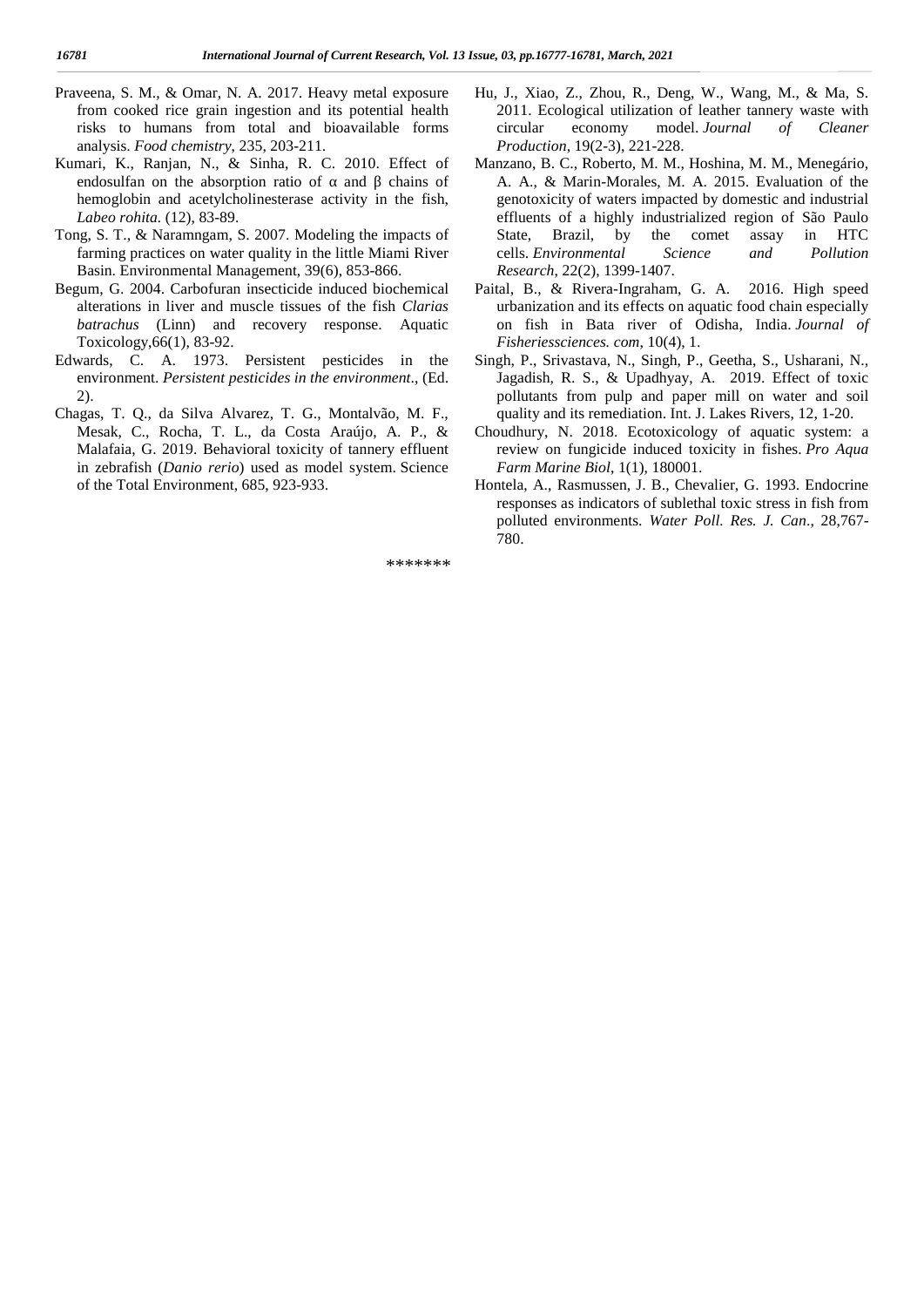Praveena, S. M., & Omar, N. A. 2017. Heavy metal exposure from cooked rice grain ingestion and its potential health risks to humans from total and bioavailable forms analysis. *Food chemistry*, 235, 203-211.

Kumari, K., Ranjan, N., & Sinha, R. C. 2010. Effect of endosulfan on the absorption ratio of α and β chains of hemoglobin and acetylcholinesterase activity in the fish, *Labeo rohita*. (12), 83-89.

Tong, S. T., & Naramngam, S. 2007. Modeling the impacts of farming practices on water quality in the little Miami River Basin. Environmental Management, 39(6), 853-866.

Begum, G. 2004. Carbofuran insecticide induced biochemical alterations in liver and muscle tissues of the fish *Clarias batrachus* (Linn) and recovery response. Aquatic Toxicology,66(1), 83-92.

Edwards, C. A. 1973. Persistent pesticides in the environment. *Persistent pesticides in the environment*., (Ed. 2).

Chagas, T. Q., da Silva Alvarez, T. G., Montalvão, M. F., Mesak, C., Rocha, T. L., da Costa Araújo, A. P., & Malafaia, G. 2019. Behavioral toxicity of tannery effluent in zebrafish (*Danio rerio*) used as model system. Science of the Total Environment, 685, 923-933.

Hu, J., Xiao, Z., Zhou, R., Deng, W., Wang, M., & Ma, S. 2011. Ecological utilization of leather tannery waste with circular economy model. *Journal of Cleaner Production*, 19(2-3), 221-228.

Manzano, B. C., Roberto, M. M., Hoshina, M. M., Menegário, A. A., & Marin-Morales, M. A. 2015. Evaluation of the genotoxicity of waters impacted by domestic and industrial effluents of a highly industrialized region of São Paulo State, Brazil, by the comet assay in HTC cells. *Environmental Science and Pollution Research*, 22(2), 1399-1407.

Paital, B., & Rivera-Ingraham, G. A. 2016. High speed urbanization and its effects on aquatic food chain especially on fish in Bata river of Odisha, India. *Journal of Fisheriessciences. com*, 10(4), 1.

Singh, P., Srivastava, N., Singh, P., Geetha, S., Usharani, N., Jagadish, R. S., & Upadhyay, A. 2019. Effect of toxic pollutants from pulp and paper mill on water and soil quality and its remediation. Int. J. Lakes Rivers, 12, 1-20.

Choudhury, N. 2018. Ecotoxicology of aquatic system: a review on fungicide induced toxicity in fishes. *Pro Aqua Farm Marine Biol*, 1(1), 180001.

Hontela, A., Rasmussen, J. B., Chevalier, G. 1993. Endocrine responses as indicators of sublethal toxic stress in fish from polluted environments. *Water Poll. Res. J. Can*., 28,767-780.

*******